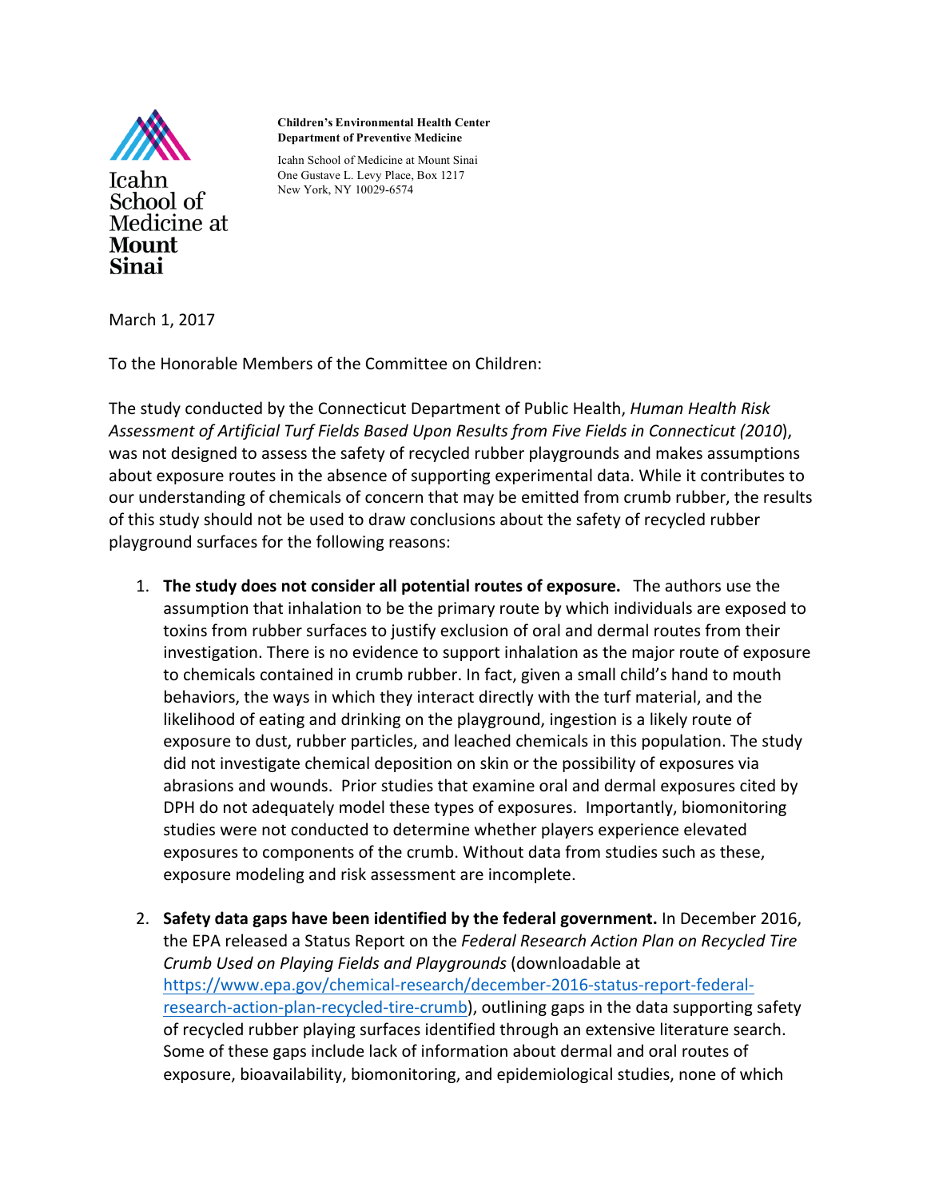Icahn School of Medicine at Mount Sinai

**Children's Environmental Health Center**
**Department of Preventive Medicine**

Icahn School of Medicine at Mount Sinai
One Gustave L. Levy Place, Box 1217
New York, NY 10029-6574

March 1, 2017

To the Honorable Members of the Committee on Children:

The study conducted by the Connecticut Department of Public Health, *Human Health Risk Assessment of Artificial Turf Fields Based Upon Results from Five Fields in Connecticut (2010*), was not designed to assess the safety of recycled rubber playgrounds and makes assumptions about exposure routes in the absence of supporting experimental data. While it contributes to our understanding of chemicals of concern that may be emitted from crumb rubber, the results of this study should not be used to draw conclusions about the safety of recycled rubber playground surfaces for the following reasons:

1. **The study does not consider all potential routes of exposure.** The authors use the assumption that inhalation to be the primary route by which individuals are exposed to toxins from rubber surfaces to justify exclusion of oral and dermal routes from their investigation. There is no evidence to support inhalation as the major route of exposure to chemicals contained in crumb rubber. In fact, given a small child's hand to mouth behaviors, the ways in which they interact directly with the turf material, and the likelihood of eating and drinking on the playground, ingestion is a likely route of exposure to dust, rubber particles, and leached chemicals in this population. The study did not investigate chemical deposition on skin or the possibility of exposures via abrasions and wounds. Prior studies that examine oral and dermal exposures cited by DPH do not adequately model these types of exposures. Importantly, biomonitoring studies were not conducted to determine whether players experience elevated exposures to components of the crumb. Without data from studies such as these, exposure modeling and risk assessment are incomplete.

2. **Safety data gaps have been identified by the federal government.** In December 2016, the EPA released a Status Report on the *Federal Research Action Plan on Recycled Tire Crumb Used on Playing Fields and Playgrounds* (downloadable at https://www.epa.gov/chemical-research/december-2016-status-report-federal-research-action-plan-recycled-tire-crumb), outlining gaps in the data supporting safety of recycled rubber playing surfaces identified through an extensive literature search. Some of these gaps include lack of information about dermal and oral routes of exposure, bioavailability, biomonitoring, and epidemiological studies, none of which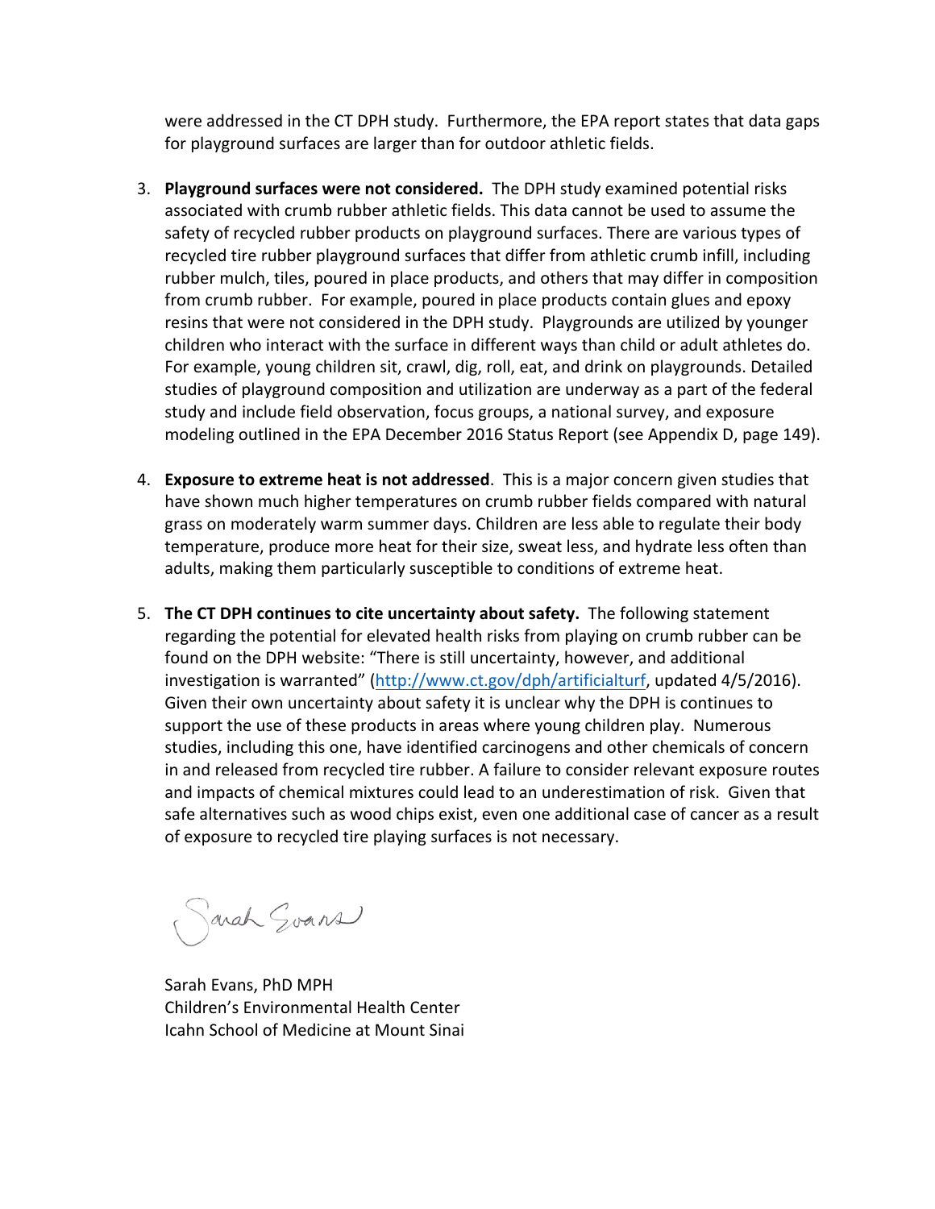were addressed in the CT DPH study. Furthermore, the EPA report states that data gaps for playground surfaces are larger than for outdoor athletic fields.

3. **Playground surfaces were not considered.** The DPH study examined potential risks associated with crumb rubber athletic fields. This data cannot be used to assume the safety of recycled rubber products on playground surfaces. There are various types of recycled tire rubber playground surfaces that differ from athletic crumb infill, including rubber mulch, tiles, poured in place products, and others that may differ in composition from crumb rubber. For example, poured in place products contain glues and epoxy resins that were not considered in the DPH study. Playgrounds are utilized by younger children who interact with the surface in different ways than child or adult athletes do. For example, young children sit, crawl, dig, roll, eat, and drink on playgrounds. Detailed studies of playground composition and utilization are underway as a part of the federal study and include field observation, focus groups, a national survey, and exposure modeling outlined in the EPA December 2016 Status Report (see Appendix D, page 149).

4. **Exposure to extreme heat is not addressed**. This is a major concern given studies that have shown much higher temperatures on crumb rubber fields compared with natural grass on moderately warm summer days. Children are less able to regulate their body temperature, produce more heat for their size, sweat less, and hydrate less often than adults, making them particularly susceptible to conditions of extreme heat.

5. **The CT DPH continues to cite uncertainty about safety.** The following statement regarding the potential for elevated health risks from playing on crumb rubber can be found on the DPH website: "There is still uncertainty, however, and additional investigation is warranted" (http://www.ct.gov/dph/artificialturf, updated 4/5/2016). Given their own uncertainty about safety it is unclear why the DPH is continues to support the use of these products in areas where young children play. Numerous studies, including this one, have identified carcinogens and other chemicals of concern in and released from recycled tire rubber. A failure to consider relevant exposure routes and impacts of chemical mixtures could lead to an underestimation of risk. Given that safe alternatives such as wood chips exist, even one additional case of cancer as a result of exposure to recycled tire playing surfaces is not necessary.

Sarah Evans

Sarah Evans, PhD MPH
Children's Environmental Health Center
Icahn School of Medicine at Mount Sinai